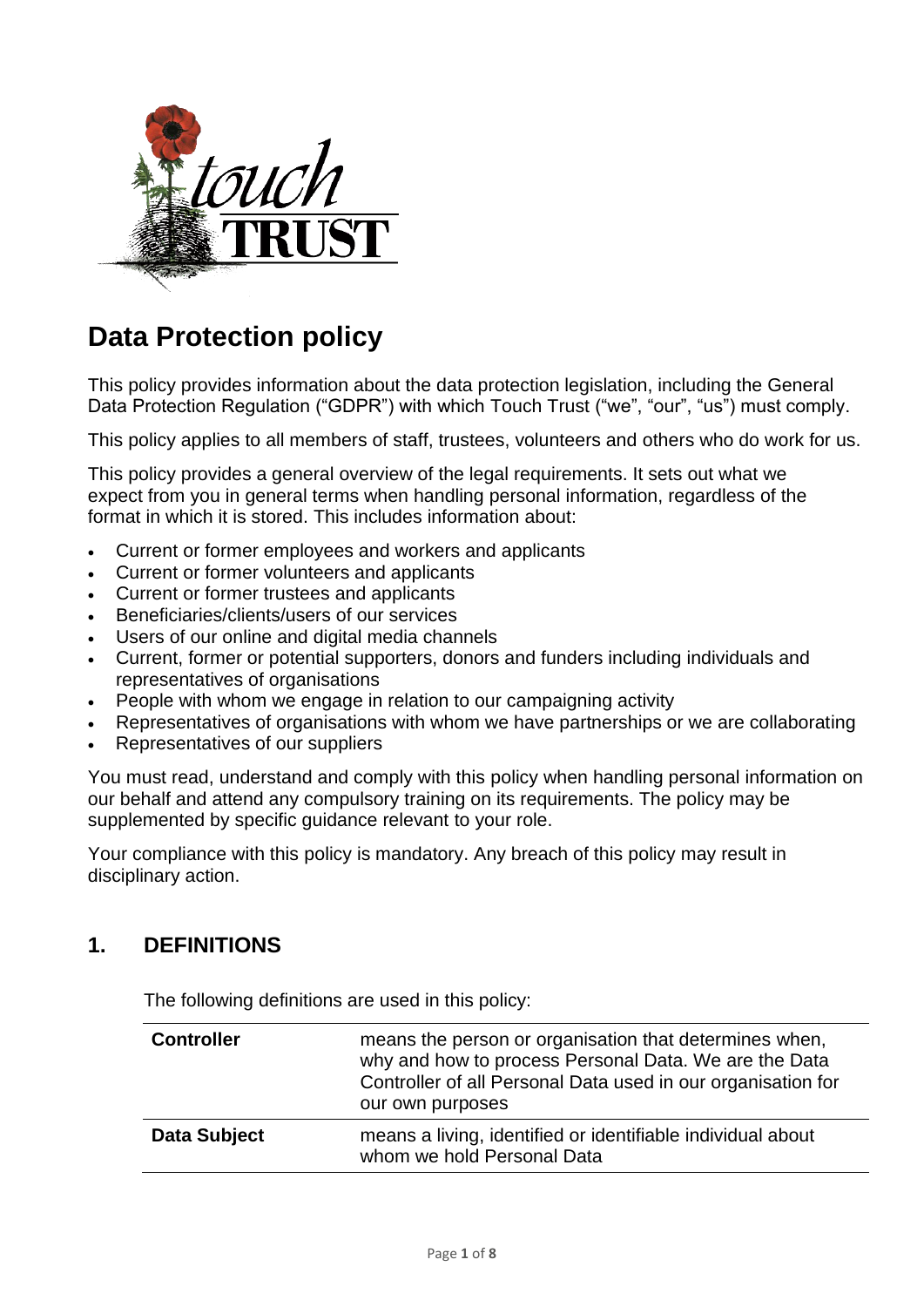# Data Protection policy

This policy provides information about the data protection legislation, including the General Data Protection Regulation ("GDPR") with which Touch Trust ("we", "our", "us") must comply.

This policy applies to all members of staff, trustees, volunteers and others who do work for us.

This policy provides a general overview of the legal requirements. It sets out what we expect from you in general terms when handling personal information, regardless of the format in which it is stored. This includes information about:

- Current or former employees and workers and applicants
- Current or former volunteers and applicants
- Current or former trustees and applicants
- Beneficiaries/clients/users of our services
- Users of our online and digital media channels
- Current, former or potential supporters, donors and funders including individuals and representatives of organisations
- People with whom we engage in relation to our campaigning activity
- Representatives of organisations with whom we have partnerships or we are collaborating
- Representatives of our suppliers

You must read, understand and comply with this policy when handling personal information on our behalf and attend any compulsory training on its requirements. The policy may be supplemented by specific guidance relevant to your role.

Your compliance with this policy is mandatory. Any breach of this policy may result in disciplinary action.

## 1. DEFINITIONS

The following definitions are used in this policy:

| | |
|---|---|
| **Controller** | means the person or organisation that determines when, why and how to process Personal Data. We are the Data Controller of all Personal Data used in our organisation for our own purposes |
| **Data Subject** | means a living, identified or identifiable individual about whom we hold Personal Data |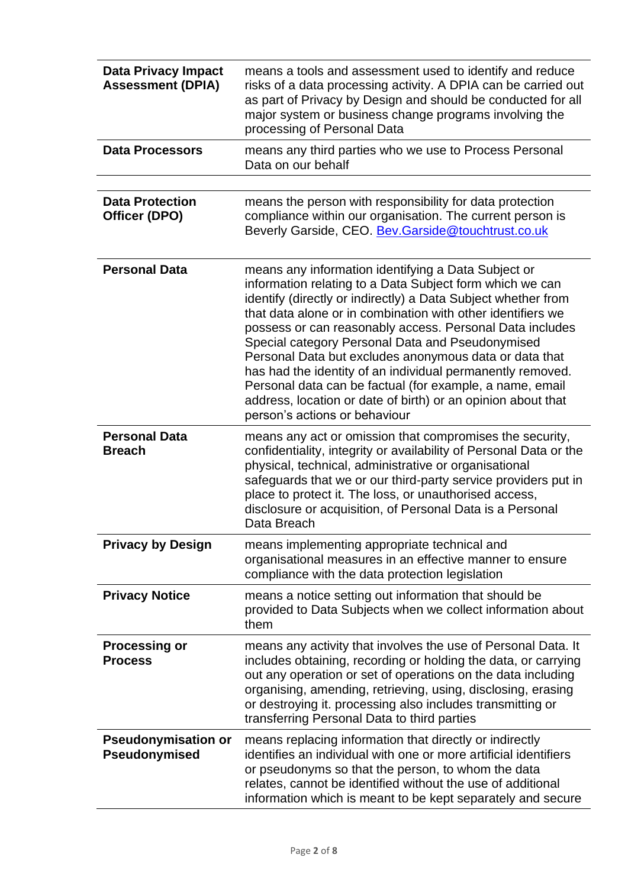| | |
|---|---|
| **Data Privacy Impact Assessment (DPIA)** | means a tools and assessment used to identify and reduce risks of a data processing activity. A DPIA can be carried out as part of Privacy by Design and should be conducted for all major system or business change programs involving the processing of Personal Data |
| **Data Processors** | means any third parties who we use to Process Personal Data on our behalf |
| **Data Protection Officer (DPO)** | means the person with responsibility for data protection compliance within our organisation. The current person is Beverly Garside, CEO. [Bev.Garside@touchtrust.co.uk](mailto:Bev.Garside@touchtrust.co.uk) |
| **Personal Data** | means any information identifying a Data Subject or information relating to a Data Subject form which we can identify (directly or indirectly) a Data Subject whether from that data alone or in combination with other identifiers we possess or can reasonably access. Personal Data includes Special category Personal Data and Pseudonymised Personal Data but excludes anonymous data or data that has had the identity of an individual permanently removed. Personal data can be factual (for example, a name, email address, location or date of birth) or an opinion about that person's actions or behaviour |
| **Personal Data Breach** | means any act or omission that compromises the security, confidentiality, integrity or availability of Personal Data or the physical, technical, administrative or organisational safeguards that we or our third-party service providers put in place to protect it. The loss, or unauthorised access, disclosure or acquisition, of Personal Data is a Personal Data Breach |
| **Privacy by Design** | means implementing appropriate technical and organisational measures in an effective manner to ensure compliance with the data protection legislation |
| **Privacy Notice** | means a notice setting out information that should be provided to Data Subjects when we collect information about them |
| **Processing or Process** | means any activity that involves the use of Personal Data. It includes obtaining, recording or holding the data, or carrying out any operation or set of operations on the data including organising, amending, retrieving, using, disclosing, erasing or destroying it. processing also includes transmitting or transferring Personal Data to third parties |
| **Pseudonymisation or Pseudonymised** | means replacing information that directly or indirectly identifies an individual with one or more artificial identifiers or pseudonyms so that the person, to whom the data relates, cannot be identified without the use of additional information which is meant to be kept separately and secure |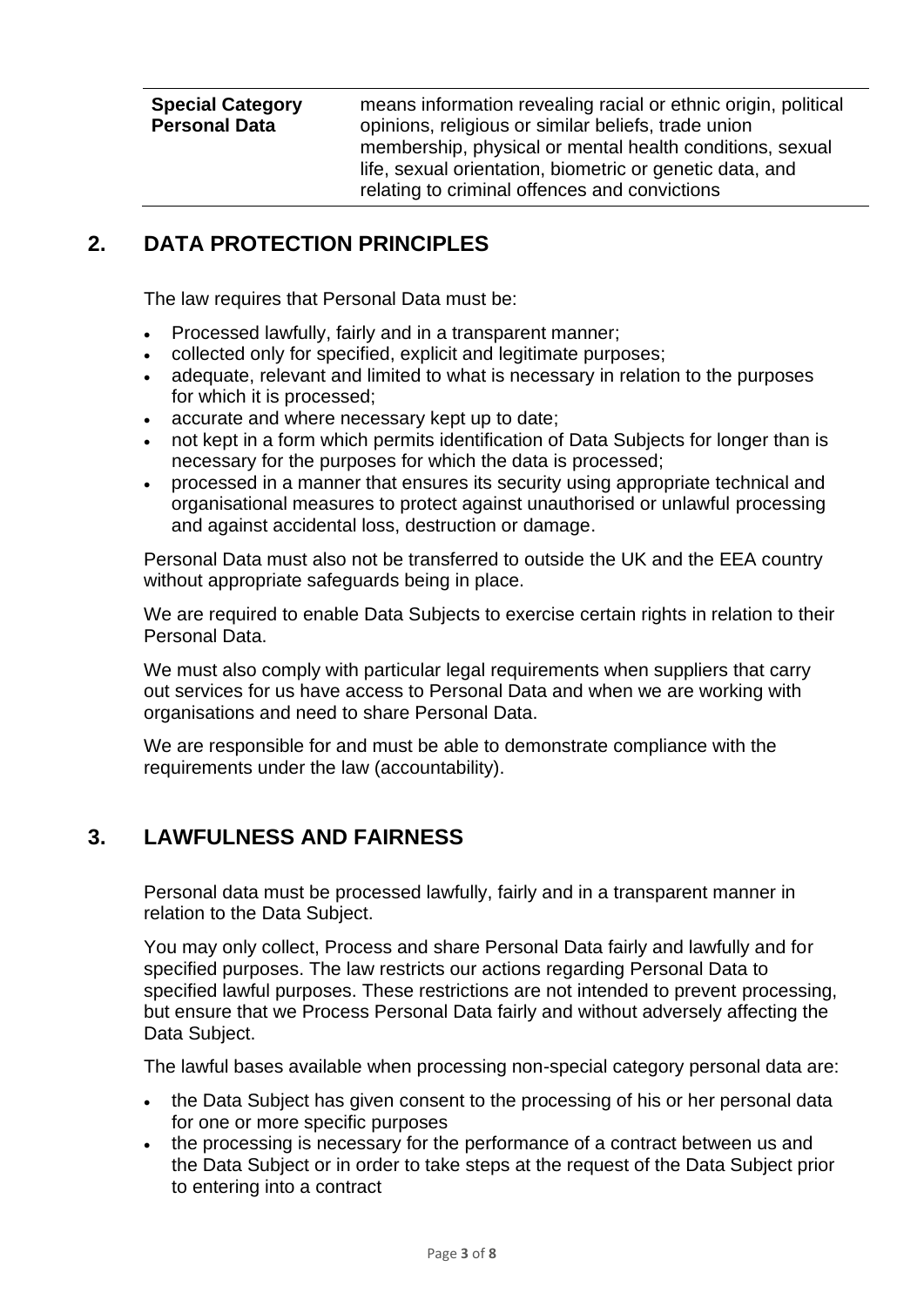| Special Category Personal Data | means information revealing racial or ethnic origin, political opinions, religious or similar beliefs, trade union membership, physical or mental health conditions, sexual life, sexual orientation, biometric or genetic data, and relating to criminal offences and convictions |
|---|---|

## 2. DATA PROTECTION PRINCIPLES

The law requires that Personal Data must be:

- Processed lawfully, fairly and in a transparent manner;
- collected only for specified, explicit and legitimate purposes;
- adequate, relevant and limited to what is necessary in relation to the purposes for which it is processed;
- accurate and where necessary kept up to date;
- not kept in a form which permits identification of Data Subjects for longer than is necessary for the purposes for which the data is processed;
- processed in a manner that ensures its security using appropriate technical and organisational measures to protect against unauthorised or unlawful processing and against accidental loss, destruction or damage.

Personal Data must also not be transferred to outside the UK and the EEA country without appropriate safeguards being in place.

We are required to enable Data Subjects to exercise certain rights in relation to their Personal Data.

We must also comply with particular legal requirements when suppliers that carry out services for us have access to Personal Data and when we are working with organisations and need to share Personal Data.

We are responsible for and must be able to demonstrate compliance with the requirements under the law (accountability).

## 3. LAWFULNESS AND FAIRNESS

Personal data must be processed lawfully, fairly and in a transparent manner in relation to the Data Subject.

You may only collect, Process and share Personal Data fairly and lawfully and for specified purposes. The law restricts our actions regarding Personal Data to specified lawful purposes. These restrictions are not intended to prevent processing, but ensure that we Process Personal Data fairly and without adversely affecting the Data Subject.

The lawful bases available when processing non-special category personal data are:

- the Data Subject has given consent to the processing of his or her personal data for one or more specific purposes
- the processing is necessary for the performance of a contract between us and the Data Subject or in order to take steps at the request of the Data Subject prior to entering into a contract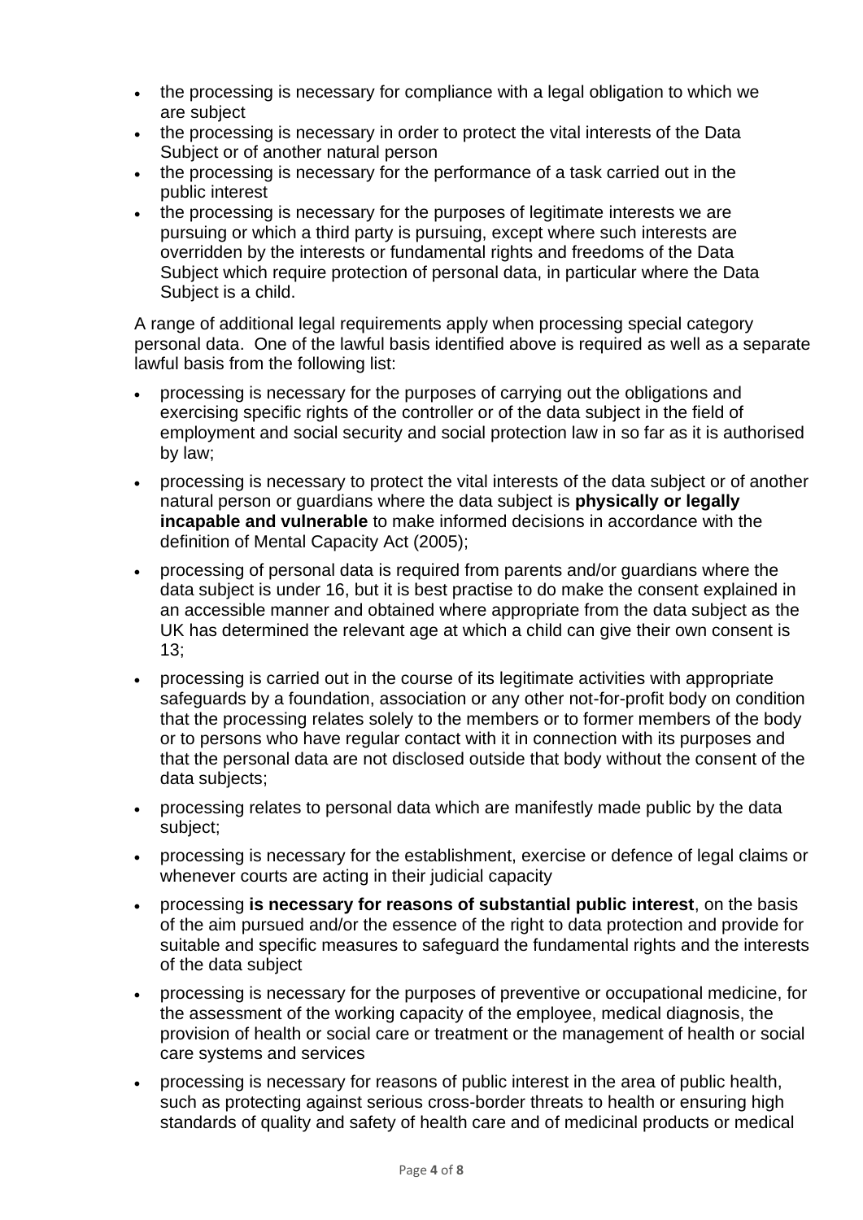- the processing is necessary for compliance with a legal obligation to which we are subject
- the processing is necessary in order to protect the vital interests of the Data Subject or of another natural person
- the processing is necessary for the performance of a task carried out in the public interest
- the processing is necessary for the purposes of legitimate interests we are pursuing or which a third party is pursuing, except where such interests are overridden by the interests or fundamental rights and freedoms of the Data Subject which require protection of personal data, in particular where the Data Subject is a child.

A range of additional legal requirements apply when processing special category personal data. One of the lawful basis identified above is required as well as a separate lawful basis from the following list:

- processing is necessary for the purposes of carrying out the obligations and exercising specific rights of the controller or of the data subject in the field of employment and social security and social protection law in so far as it is authorised by law;
- processing is necessary to protect the vital interests of the data subject or of another natural person or guardians where the data subject is **physically or legally incapable and vulnerable** to make informed decisions in accordance with the definition of Mental Capacity Act (2005);
- processing of personal data is required from parents and/or guardians where the data subject is under 16, but it is best practise to do make the consent explained in an accessible manner and obtained where appropriate from the data subject as the UK has determined the relevant age at which a child can give their own consent is 13;
- processing is carried out in the course of its legitimate activities with appropriate safeguards by a foundation, association or any other not-for-profit body on condition that the processing relates solely to the members or to former members of the body or to persons who have regular contact with it in connection with its purposes and that the personal data are not disclosed outside that body without the consent of the data subjects;
- processing relates to personal data which are manifestly made public by the data subject;
- processing is necessary for the establishment, exercise or defence of legal claims or whenever courts are acting in their judicial capacity
- processing **is necessary for reasons of substantial public interest**, on the basis of the aim pursued and/or the essence of the right to data protection and provide for suitable and specific measures to safeguard the fundamental rights and the interests of the data subject
- processing is necessary for the purposes of preventive or occupational medicine, for the assessment of the working capacity of the employee, medical diagnosis, the provision of health or social care or treatment or the management of health or social care systems and services
- processing is necessary for reasons of public interest in the area of public health, such as protecting against serious cross-border threats to health or ensuring high standards of quality and safety of health care and of medicinal products or medical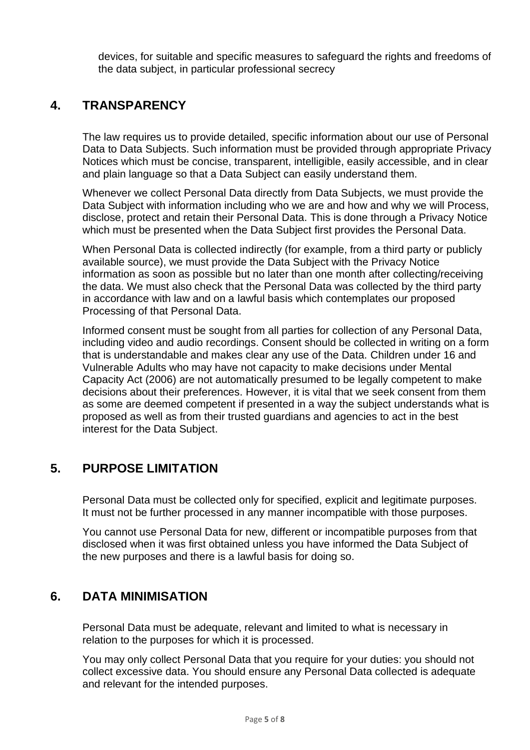devices, for suitable and specific measures to safeguard the rights and freedoms of the data subject, in particular professional secrecy

## 4. TRANSPARENCY

The law requires us to provide detailed, specific information about our use of Personal Data to Data Subjects. Such information must be provided through appropriate Privacy Notices which must be concise, transparent, intelligible, easily accessible, and in clear and plain language so that a Data Subject can easily understand them.

Whenever we collect Personal Data directly from Data Subjects, we must provide the Data Subject with information including who we are and how and why we will Process, disclose, protect and retain their Personal Data. This is done through a Privacy Notice which must be presented when the Data Subject first provides the Personal Data.

When Personal Data is collected indirectly (for example, from a third party or publicly available source), we must provide the Data Subject with the Privacy Notice information as soon as possible but no later than one month after collecting/receiving the data. We must also check that the Personal Data was collected by the third party in accordance with law and on a lawful basis which contemplates our proposed Processing of that Personal Data.

Informed consent must be sought from all parties for collection of any Personal Data, including video and audio recordings. Consent should be collected in writing on a form that is understandable and makes clear any use of the Data. Children under 16 and Vulnerable Adults who may have not capacity to make decisions under Mental Capacity Act (2006) are not automatically presumed to be legally competent to make decisions about their preferences. However, it is vital that we seek consent from them as some are deemed competent if presented in a way the subject understands what is proposed as well as from their trusted guardians and agencies to act in the best interest for the Data Subject.

## 5. PURPOSE LIMITATION

Personal Data must be collected only for specified, explicit and legitimate purposes. It must not be further processed in any manner incompatible with those purposes.

You cannot use Personal Data for new, different or incompatible purposes from that disclosed when it was first obtained unless you have informed the Data Subject of the new purposes and there is a lawful basis for doing so.

## 6. DATA MINIMISATION

Personal Data must be adequate, relevant and limited to what is necessary in relation to the purposes for which it is processed.

You may only collect Personal Data that you require for your duties: you should not collect excessive data. You should ensure any Personal Data collected is adequate and relevant for the intended purposes.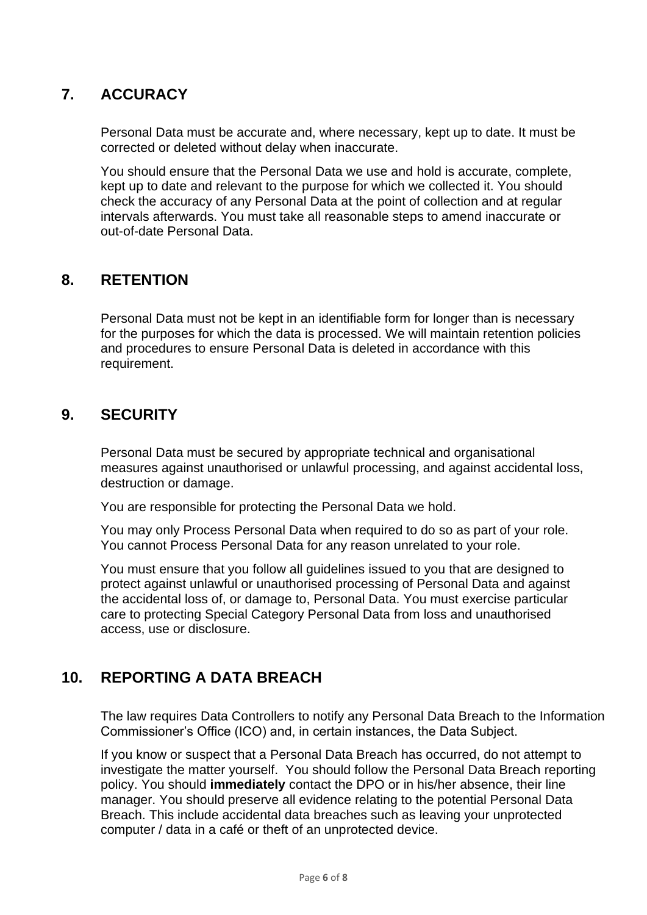## 7. ACCURACY

Personal Data must be accurate and, where necessary, kept up to date. It must be corrected or deleted without delay when inaccurate.

You should ensure that the Personal Data we use and hold is accurate, complete, kept up to date and relevant to the purpose for which we collected it. You should check the accuracy of any Personal Data at the point of collection and at regular intervals afterwards. You must take all reasonable steps to amend inaccurate or out-of-date Personal Data.

## 8. RETENTION

Personal Data must not be kept in an identifiable form for longer than is necessary for the purposes for which the data is processed. We will maintain retention policies and procedures to ensure Personal Data is deleted in accordance with this requirement.

## 9. SECURITY

Personal Data must be secured by appropriate technical and organisational measures against unauthorised or unlawful processing, and against accidental loss, destruction or damage.

You are responsible for protecting the Personal Data we hold.

You may only Process Personal Data when required to do so as part of your role. You cannot Process Personal Data for any reason unrelated to your role.

You must ensure that you follow all guidelines issued to you that are designed to protect against unlawful or unauthorised processing of Personal Data and against the accidental loss of, or damage to, Personal Data. You must exercise particular care to protecting Special Category Personal Data from loss and unauthorised access, use or disclosure.

## 10. REPORTING A DATA BREACH

The law requires Data Controllers to notify any Personal Data Breach to the Information Commissioner's Office (ICO) and, in certain instances, the Data Subject.

If you know or suspect that a Personal Data Breach has occurred, do not attempt to investigate the matter yourself. You should follow the Personal Data Breach reporting policy. You should **immediately** contact the DPO or in his/her absence, their line manager. You should preserve all evidence relating to the potential Personal Data Breach. This include accidental data breaches such as leaving your unprotected computer / data in a café or theft of an unprotected device.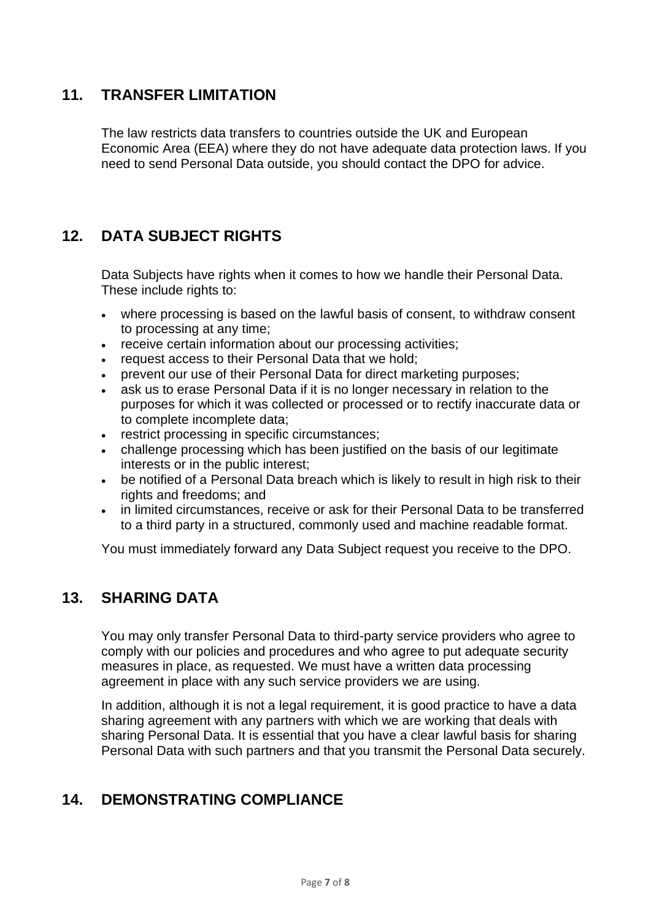## 11. TRANSFER LIMITATION

The law restricts data transfers to countries outside the UK and European Economic Area (EEA) where they do not have adequate data protection laws. If you need to send Personal Data outside, you should contact the DPO for advice.

## 12. DATA SUBJECT RIGHTS

Data Subjects have rights when it comes to how we handle their Personal Data. These include rights to:

- where processing is based on the lawful basis of consent, to withdraw consent to processing at any time;
- receive certain information about our processing activities;
- request access to their Personal Data that we hold;
- prevent our use of their Personal Data for direct marketing purposes;
- ask us to erase Personal Data if it is no longer necessary in relation to the purposes for which it was collected or processed or to rectify inaccurate data or to complete incomplete data;
- restrict processing in specific circumstances;
- challenge processing which has been justified on the basis of our legitimate interests or in the public interest;
- be notified of a Personal Data breach which is likely to result in high risk to their rights and freedoms; and
- in limited circumstances, receive or ask for their Personal Data to be transferred to a third party in a structured, commonly used and machine readable format.

You must immediately forward any Data Subject request you receive to the DPO.

## 13. SHARING DATA

You may only transfer Personal Data to third-party service providers who agree to comply with our policies and procedures and who agree to put adequate security measures in place, as requested. We must have a written data processing agreement in place with any such service providers we are using.

In addition, although it is not a legal requirement, it is good practice to have a data sharing agreement with any partners with which we are working that deals with sharing Personal Data. It is essential that you have a clear lawful basis for sharing Personal Data with such partners and that you transmit the Personal Data securely.

## 14. DEMONSTRATING COMPLIANCE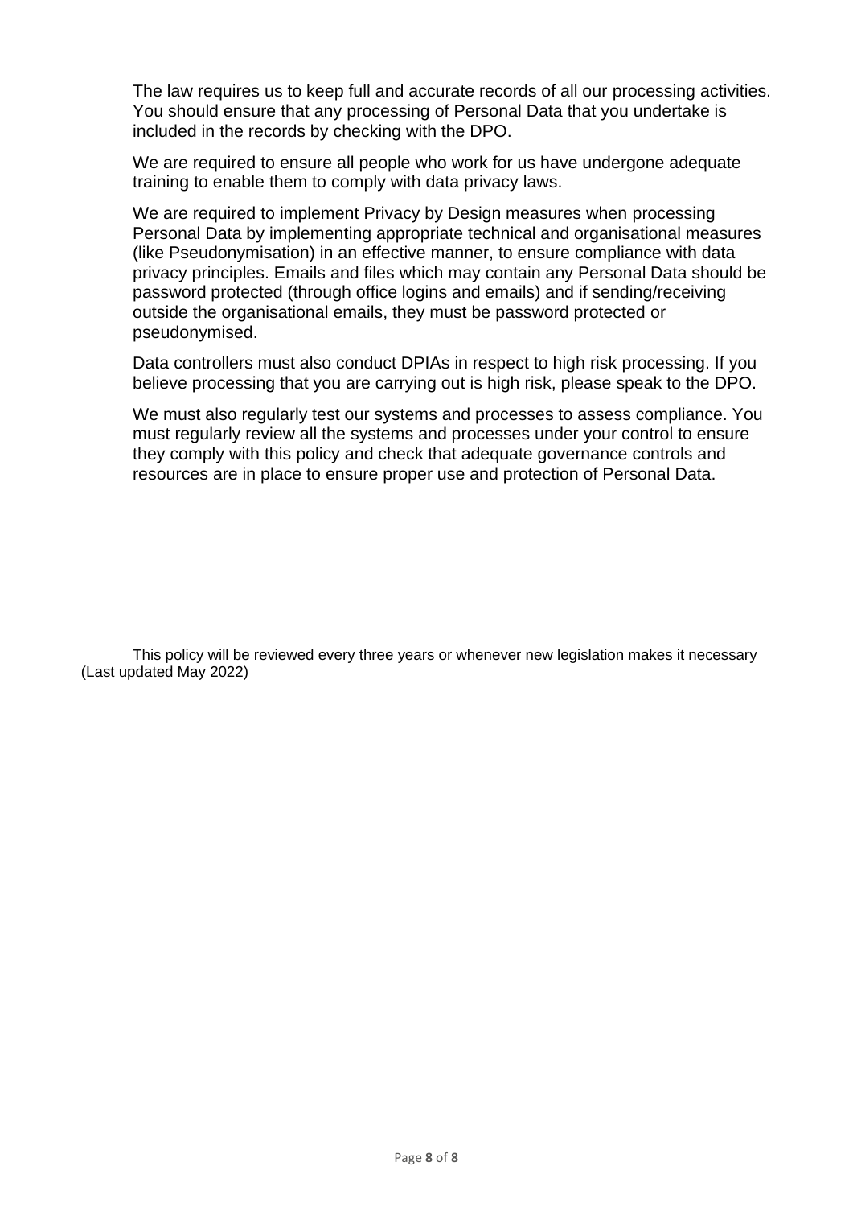The law requires us to keep full and accurate records of all our processing activities. You should ensure that any processing of Personal Data that you undertake is included in the records by checking with the DPO.

We are required to ensure all people who work for us have undergone adequate training to enable them to comply with data privacy laws.

We are required to implement Privacy by Design measures when processing Personal Data by implementing appropriate technical and organisational measures (like Pseudonymisation) in an effective manner, to ensure compliance with data privacy principles. Emails and files which may contain any Personal Data should be password protected (through office logins and emails) and if sending/receiving outside the organisational emails, they must be password protected or pseudonymised.

Data controllers must also conduct DPIAs in respect to high risk processing. If you believe processing that you are carrying out is high risk, please speak to the DPO.

We must also regularly test our systems and processes to assess compliance. You must regularly review all the systems and processes under your control to ensure they comply with this policy and check that adequate governance controls and resources are in place to ensure proper use and protection of Personal Data.

This policy will be reviewed every three years or whenever new legislation makes it necessary (Last updated May 2022)